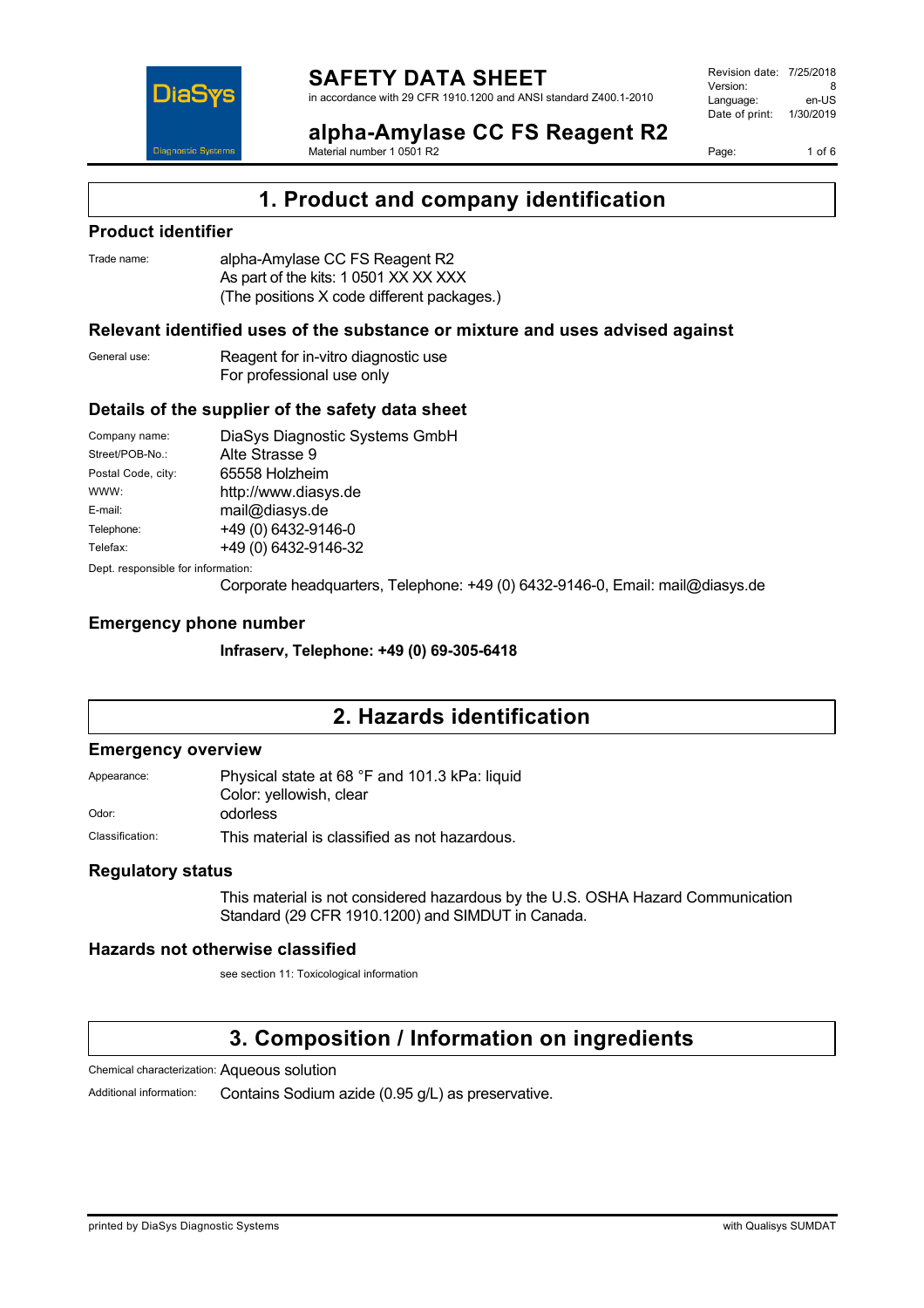# SAFETY DATA SHEET

in accordance with 29 CFR 1910.1200 and ANSI standard Z400.1-2010

Revision date: 7/25/2018
Version: 8
Language: en-US
Date of print: 1/30/2019

## alpha-Amylase CC FS Reagent R2

Material number 1 0501 R2

## 1. Product and company identification

### Product identifier

Trade name: alpha-Amylase CC FS Reagent R2
As part of the kits: 1 0501 XX XX XXX
(The positions X code different packages.)

### Relevant identified uses of the substance or mixture and uses advised against

General use: Reagent for in-vitro diagnostic use
For professional use only

### Details of the supplier of the safety data sheet

Company name: DiaSys Diagnostic Systems GmbH
Street/POB-No.: Alte Strasse 9
Postal Code, city: 65558 Holzheim
WWW: http://www.diasys.de
E-mail: mail@diasys.de
Telephone: +49 (0) 6432-9146-0
Telefax: +49 (0) 6432-9146-32

Dept. responsible for information:
Corporate headquarters, Telephone: +49 (0) 6432-9146-0, Email: mail@diasys.de

### Emergency phone number

**Infraserv, Telephone: +49 (0) 69-305-6418**

## 2. Hazards identification

### Emergency overview

Appearance: Physical state at 68 °F and 101.3 kPa: liquid
Color: yellowish, clear
Odor: odorless
Classification: This material is classified as not hazardous.

### Regulatory status

This material is not considered hazardous by the U.S. OSHA Hazard Communication Standard (29 CFR 1910.1200) and SIMDUT in Canada.

### Hazards not otherwise classified

see section 11: Toxicological information

## 3. Composition / Information on ingredients

Chemical characterization: Aqueous solution
Additional information: Contains Sodium azide (0.95 g/L) as preservative.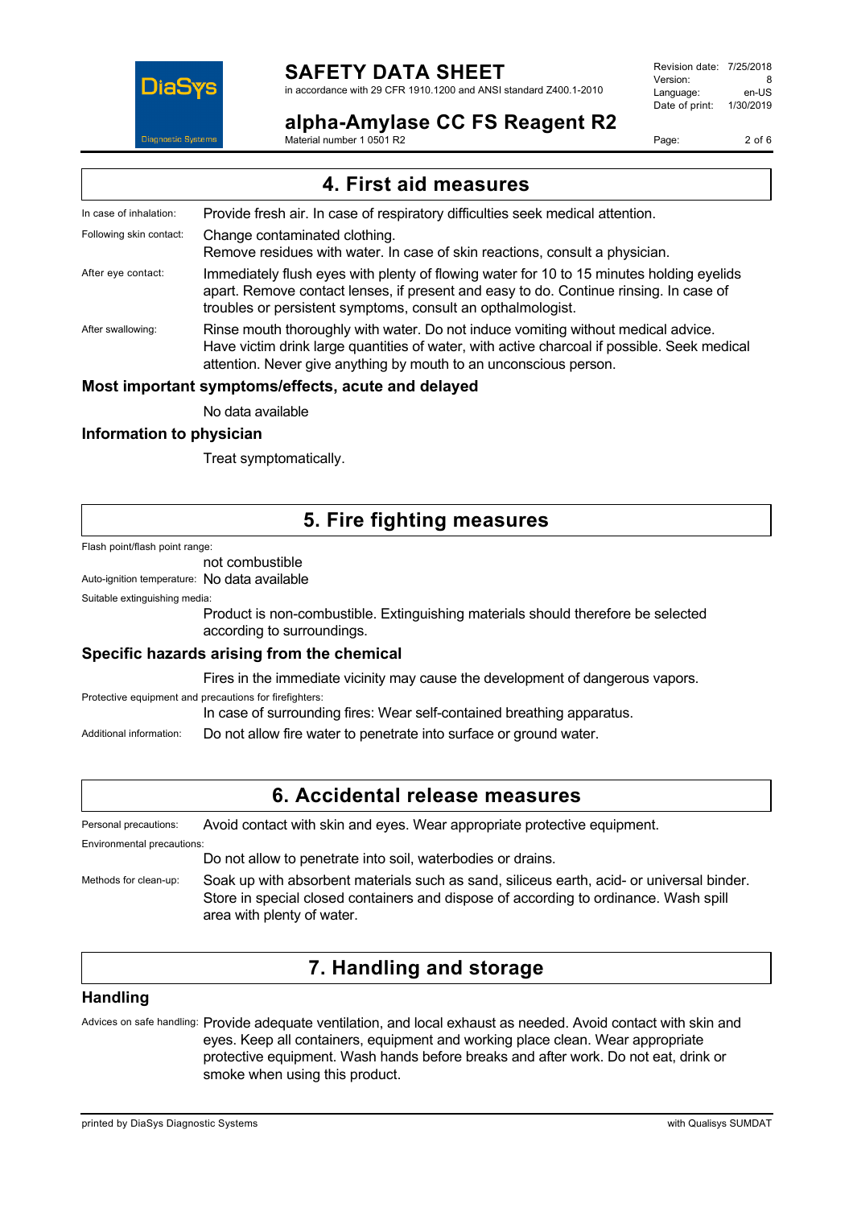## 4. First aid measures

**In case of inhalation:** Provide fresh air. In case of respiratory difficulties seek medical attention.

**Following skin contact:** Change contaminated clothing.
Remove residues with water. In case of skin reactions, consult a physician.

**After eye contact:** Immediately flush eyes with plenty of flowing water for 10 to 15 minutes holding eyelids apart. Remove contact lenses, if present and easy to do. Continue rinsing. In case of troubles or persistent symptoms, consult an opthalmologist.

**After swallowing:** Rinse mouth thoroughly with water. Do not induce vomiting without medical advice. Have victim drink large quantities of water, with active charcoal if possible. Seek medical attention. Never give anything by mouth to an unconscious person.

### Most important symptoms/effects, acute and delayed

No data available

### Information to physician

Treat symptomatically.

## 5. Fire fighting measures

**Flash point/flash point range:**
not combustible

**Auto-ignition temperature:** No data available

**Suitable extinguishing media:**
Product is non-combustible. Extinguishing materials should therefore be selected according to surroundings.

### Specific hazards arising from the chemical

Fires in the immediate vicinity may cause the development of dangerous vapors.

**Protective equipment and precautions for firefighters:**
In case of surrounding fires: Wear self-contained breathing apparatus.

**Additional information:** Do not allow fire water to penetrate into surface or ground water.

## 6. Accidental release measures

**Personal precautions:** Avoid contact with skin and eyes. Wear appropriate protective equipment.

**Environmental precautions:**
Do not allow to penetrate into soil, waterbodies or drains.

**Methods for clean-up:** Soak up with absorbent materials such as sand, siliceus earth, acid- or universal binder. Store in special closed containers and dispose of according to ordinance. Wash spill area with plenty of water.

## 7. Handling and storage

### Handling

**Advices on safe handling:** Provide adequate ventilation, and local exhaust as needed. Avoid contact with skin and eyes. Keep all containers, equipment and working place clean. Wear appropriate protective equipment. Wash hands before breaks and after work. Do not eat, drink or smoke when using this product.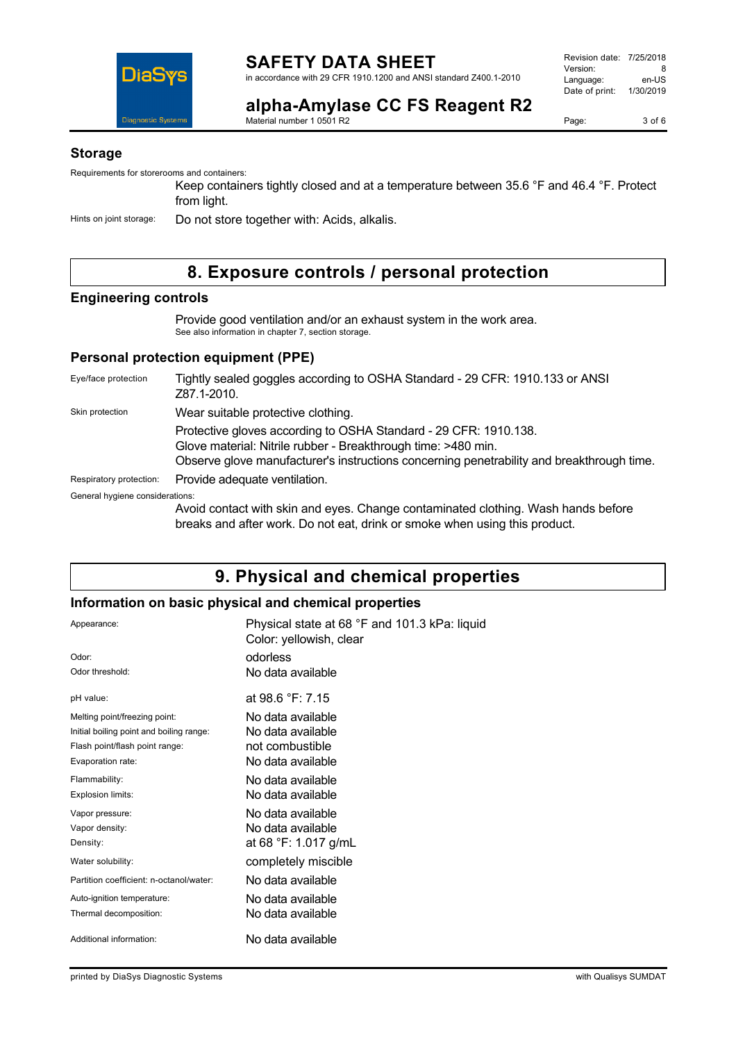### Storage

Requirements for storerooms and containers:

Keep containers tightly closed and at a temperature between 35.6 °F and 46.4 °F. Protect from light.

Hints on joint storage: Do not store together with: Acids, alkalis.

## 8. Exposure controls / personal protection

### Engineering controls

Provide good ventilation and/or an exhaust system in the work area.
See also information in chapter 7, section storage.

### Personal protection equipment (PPE)

| | |
|---|---|
| Eye/face protection | Tightly sealed goggles according to OSHA Standard - 29 CFR: 1910.133 or ANSI Z87.1-2010. |
| Skin protection | Wear suitable protective clothing.<br>Protective gloves according to OSHA Standard - 29 CFR: 1910.138.<br>Glove material: Nitrile rubber - Breakthrough time: >480 min.<br>Observe glove manufacturer's instructions concerning penetrability and breakthrough time. |
| Respiratory protection: | Provide adequate ventilation. |

General hygiene considerations:

Avoid contact with skin and eyes. Change contaminated clothing. Wash hands before breaks and after work. Do not eat, drink or smoke when using this product.

## 9. Physical and chemical properties

### Information on basic physical and chemical properties

| | |
|---|---|
| Appearance: | Physical state at 68 °F and 101.3 kPa: liquid<br>Color: yellowish, clear |
| Odor: | odorless |
| Odor threshold: | No data available |
| pH value: | at 98.6 °F: 7.15 |
| Melting point/freezing point: | No data available |
| Initial boiling point and boiling range: | No data available |
| Flash point/flash point range: | not combustible |
| Evaporation rate: | No data available |
| Flammability: | No data available |
| Explosion limits: | No data available |
| Vapor pressure: | No data available |
| Vapor density: | No data available |
| Density: | at 68 °F: 1.017 g/mL |
| Water solubility: | completely miscible |
| Partition coefficient: n-octanol/water: | No data available |
| Auto-ignition temperature: | No data available |
| Thermal decomposition: | No data available |
| Additional information: | No data available |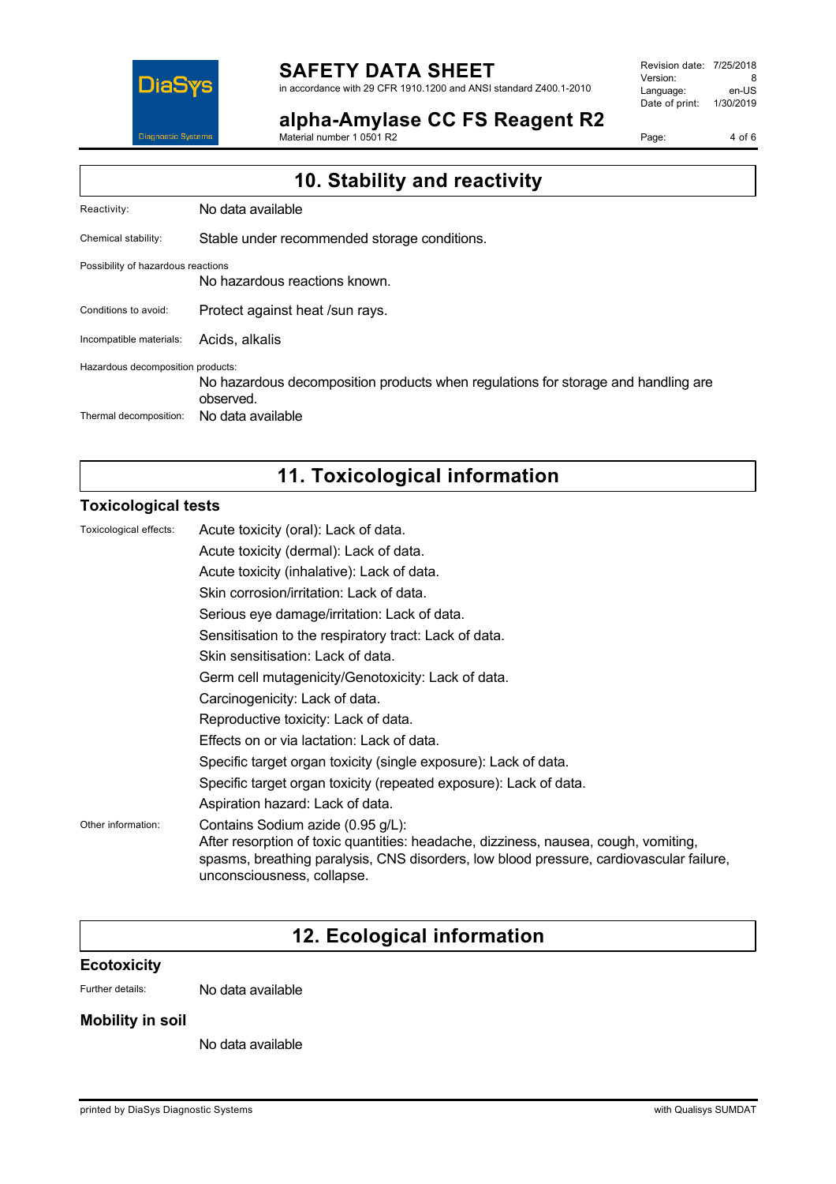## 10. Stability and reactivity

Reactivity: No data available

Chemical stability: Stable under recommended storage conditions.

Possibility of hazardous reactions

No hazardous reactions known.

Conditions to avoid: Protect against heat /sun rays.

Incompatible materials: Acids, alkalis

Hazardous decomposition products:

No hazardous decomposition products when regulations for storage and handling are observed.

Thermal decomposition: No data available

## 11. Toxicological information

### Toxicological tests

Toxicological effects:

Acute toxicity (oral): Lack of data.

Acute toxicity (dermal): Lack of data.

Acute toxicity (inhalative): Lack of data.

Skin corrosion/irritation: Lack of data.

Serious eye damage/irritation: Lack of data.

Sensitisation to the respiratory tract: Lack of data.

Skin sensitisation: Lack of data.

Germ cell mutagenicity/Genotoxicity: Lack of data.

Carcinogenicity: Lack of data.

Reproductive toxicity: Lack of data.

Effects on or via lactation: Lack of data.

Specific target organ toxicity (single exposure): Lack of data.

Specific target organ toxicity (repeated exposure): Lack of data.

Aspiration hazard: Lack of data.

Other information:

Contains Sodium azide (0.95 g/L):
After resorption of toxic quantities: headache, dizziness, nausea, cough, vomiting, spasms, breathing paralysis, CNS disorders, low blood pressure, cardiovascular failure, unconsciousness, collapse.

## 12. Ecological information

### Ecotoxicity

Further details: No data available

### Mobility in soil

No data available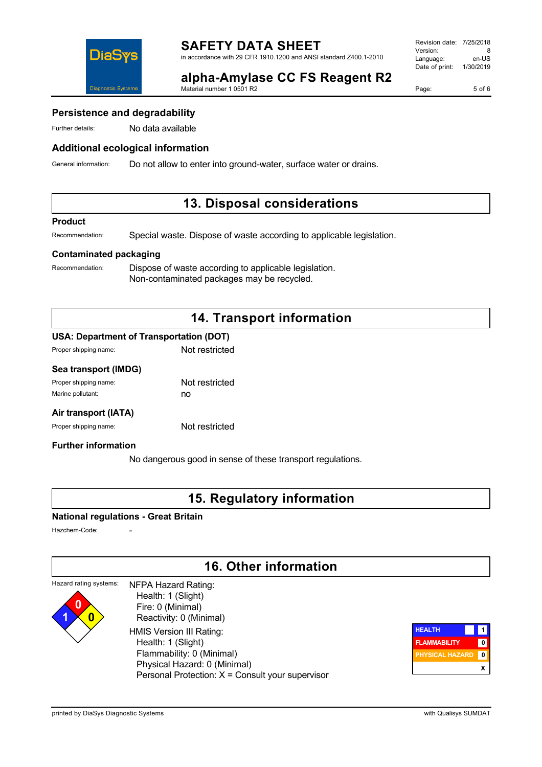### Persistence and degradability

Further details: No data available

### Additional ecological information

General information: Do not allow to enter into ground-water, surface water or drains.

## 13. Disposal considerations

### Product

Recommendation: Special waste. Dispose of waste according to applicable legislation.

### Contaminated packaging

Recommendation: Dispose of waste according to applicable legislation.
Non-contaminated packages may be recycled.

## 14. Transport information

### USA: Department of Transportation (DOT)

Proper shipping name: Not restricted

### Sea transport (IMDG)

Proper shipping name: Not restricted
Marine pollutant: no

### Air transport (IATA)

Proper shipping name: Not restricted

### Further information

No dangerous good in sense of these transport regulations.

## 15. Regulatory information

### National regulations - Great Britain

Hazchem-Code: -

## 16. Other information

Hazard rating systems:

NFPA Hazard Rating:
- Health: 1 (Slight)
- Fire: 0 (Minimal)
- Reactivity: 0 (Minimal)

HMIS Version III Rating:
- Health: 1 (Slight)
- Flammability: 0 (Minimal)
- Physical Hazard: 0 (Minimal)
- Personal Protection: X = Consult your supervisor

| HMIS | |
|---|---|
| HEALTH | 1 |
| FLAMMABILITY | 0 |
| PHYSICAL HAZARD | 0 |
| | X |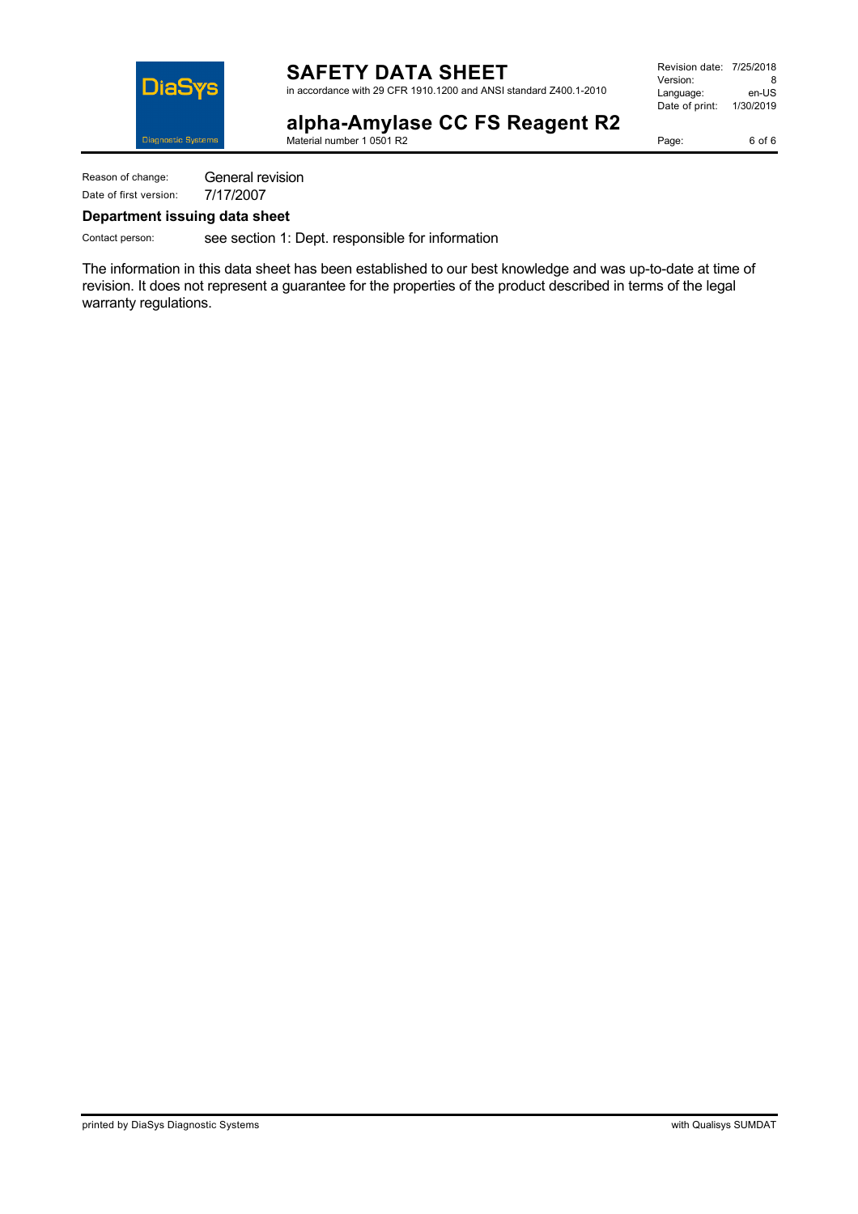Reason of change: General revision

Date of first version: 7/17/2007

**Department issuing data sheet**

Contact person: see section 1: Dept. responsible for information

The information in this data sheet has been established to our best knowledge and was up-to-date at time of revision. It does not represent a guarantee for the properties of the product described in terms of the legal warranty regulations.